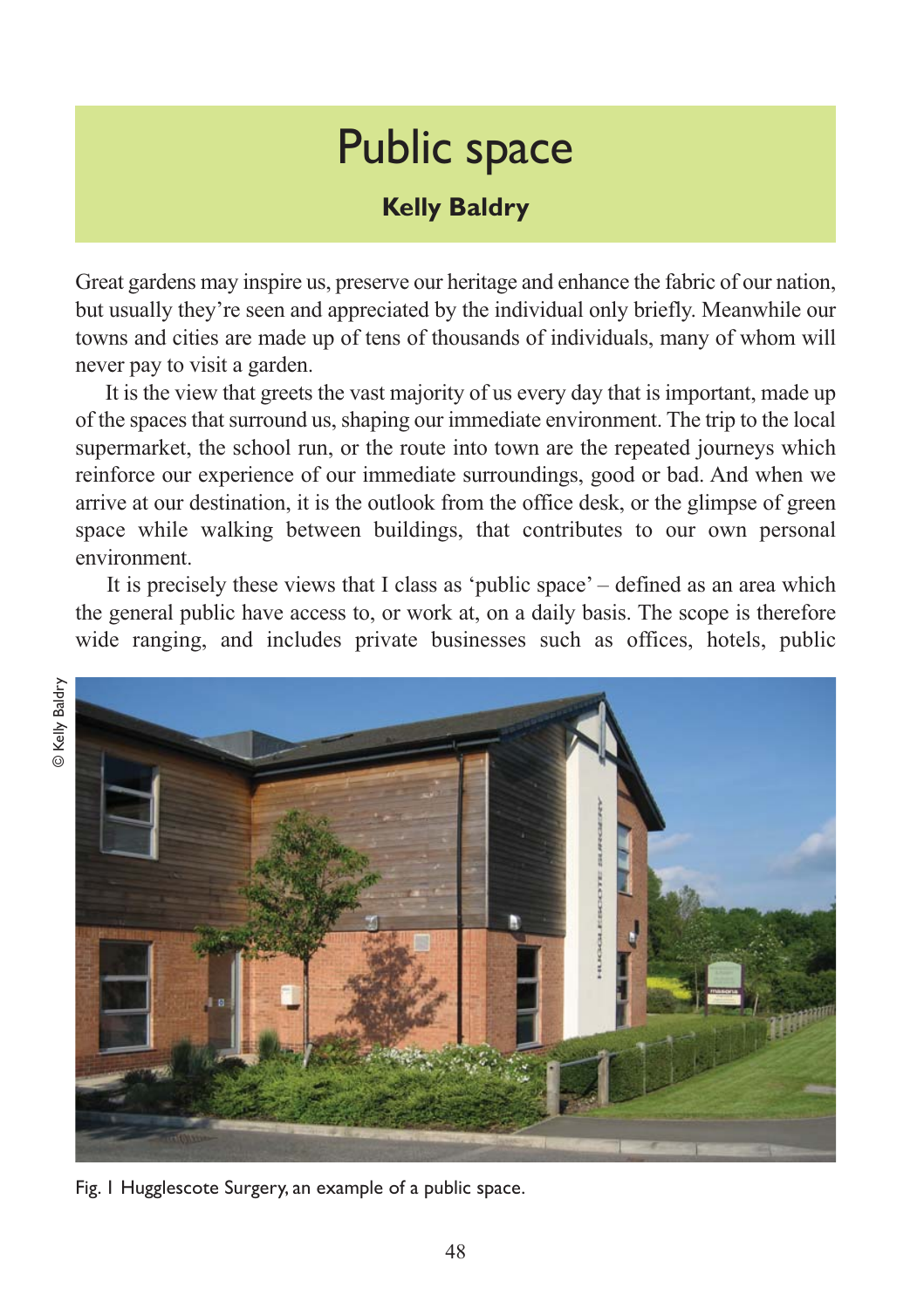# Public space

**Kelly Baldry**

Great gardens may inspire us, preserve our heritage and enhance the fabric of our nation, but usually they're seen and appreciated by the individual only briefly. Meanwhile our towns and cities are made up of tens of thousands of individuals, many of whom will never pay to visit a garden.

It is the view that greets the vast majority of us every day that is important, made up of the spaces that surround us, shaping our immediate environment. The trip to the local supermarket, the school run, or the route into town are the repeated journeys which reinforce our experience of our immediate surroundings, good or bad. And when we arrive at our destination, it is the outlook from the office desk, or the glimpse of green space while walking between buildings, that contributes to our own personal environment.

It is precisely these views that I class as 'public space' – defined as an area which the general public have access to, or work at, on a daily basis. The scope is therefore wide ranging, and includes private businesses such as offices, hotels, public

© Kelly Baldry

Fig. 1 Hugglescote Surgery, an example of a public space.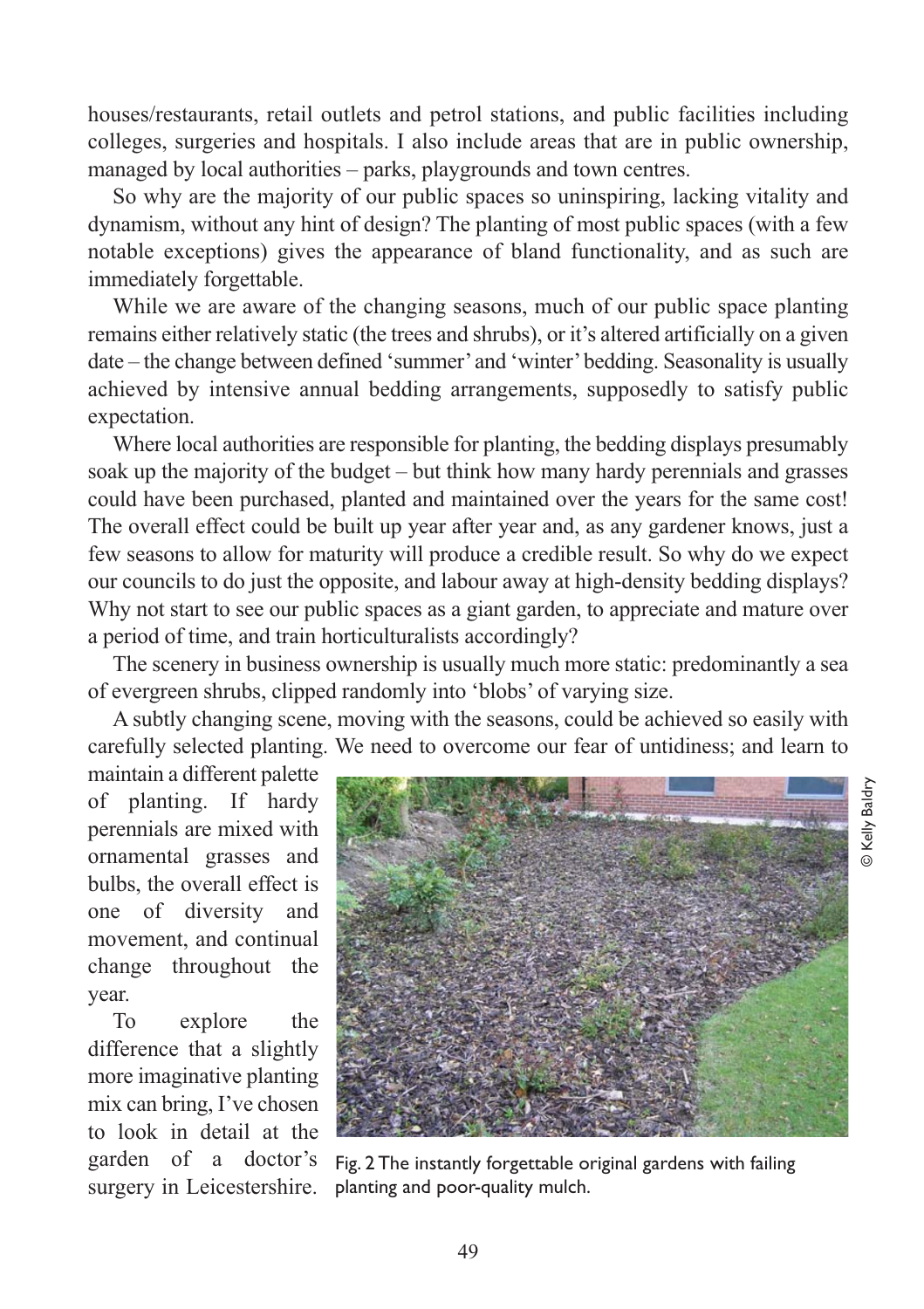houses/restaurants, retail outlets and petrol stations, and public facilities including colleges, surgeries and hospitals. I also include areas that are in public ownership, managed by local authorities – parks, playgrounds and town centres.

So why are the majority of our public spaces so uninspiring, lacking vitality and dynamism, without any hint of design? The planting of most public spaces (with a few notable exceptions) gives the appearance of bland functionality, and as such are immediately forgettable.

While we are aware of the changing seasons, much of our public space planting remains either relatively static (the trees and shrubs), or it's altered artificially on a given date – the change between defined 'summer' and 'winter' bedding. Seasonality is usually achieved by intensive annual bedding arrangements, supposedly to satisfy public expectation.

Where local authorities are responsible for planting, the bedding displays presumably soak up the majority of the budget – but think how many hardy perennials and grasses could have been purchased, planted and maintained over the years for the same cost! The overall effect could be built up year after year and, as any gardener knows, just a few seasons to allow for maturity will produce a credible result. So why do we expect our councils to do just the opposite, and labour away at high-density bedding displays? Why not start to see our public spaces as a giant garden, to appreciate and mature over a period of time, and train horticulturalists accordingly?

The scenery in business ownership is usually much more static: predominantly a sea of evergreen shrubs, clipped randomly into 'blobs' of varying size.

A subtly changing scene, moving with the seasons, could be achieved so easily with carefully selected planting. We need to overcome our fear of untidiness; and learn to maintain a different palette of planting. If hardy perennials are mixed with ornamental grasses and bulbs, the overall effect is one of diversity and movement, and continual change throughout the year.

To explore the difference that a slightly more imaginative planting mix can bring, I've chosen to look in detail at the garden of a doctor's surgery in Leicestershire.

© Kelly Baldry

Fig. 2 The instantly forgettable original gardens with failing planting and poor-quality mulch.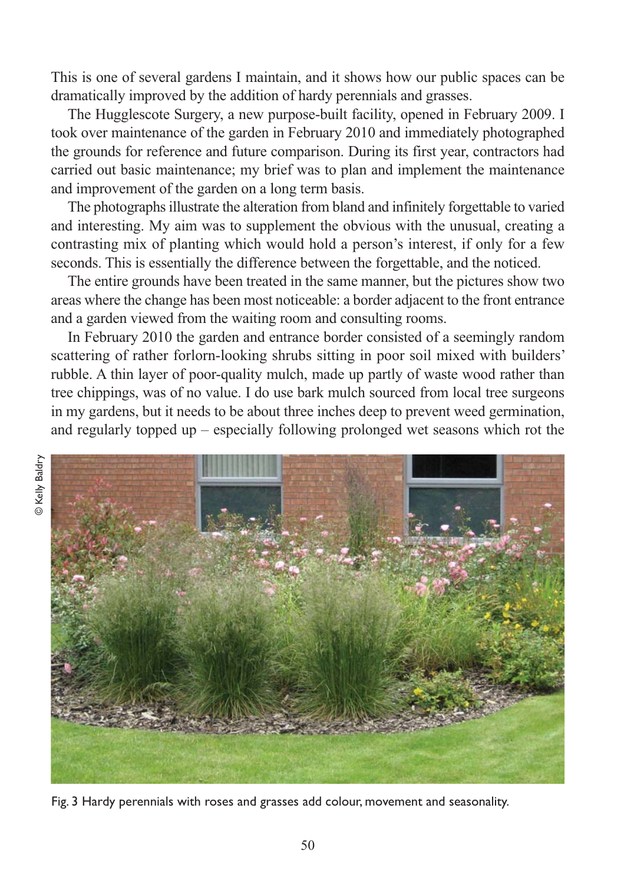This is one of several gardens I maintain, and it shows how our public spaces can be dramatically improved by the addition of hardy perennials and grasses.

The Hugglescote Surgery, a new purpose-built facility, opened in February 2009. I took over maintenance of the garden in February 2010 and immediately photographed the grounds for reference and future comparison. During its first year, contractors had carried out basic maintenance; my brief was to plan and implement the maintenance and improvement of the garden on a long term basis.

The photographs illustrate the alteration from bland and infinitely forgettable to varied and interesting. My aim was to supplement the obvious with the unusual, creating a contrasting mix of planting which would hold a person's interest, if only for a few seconds. This is essentially the difference between the forgettable, and the noticed.

The entire grounds have been treated in the same manner, but the pictures show two areas where the change has been most noticeable: a border adjacent to the front entrance and a garden viewed from the waiting room and consulting rooms.

In February 2010 the garden and entrance border consisted of a seemingly random scattering of rather forlorn-looking shrubs sitting in poor soil mixed with builders' rubble. A thin layer of poor-quality mulch, made up partly of waste wood rather than tree chippings, was of no value. I do use bark mulch sourced from local tree surgeons in my gardens, but it needs to be about three inches deep to prevent weed germination, and regularly topped up – especially following prolonged wet seasons which rot the

© Kelly Baldry

Fig. 3 Hardy perennials with roses and grasses add colour, movement and seasonality.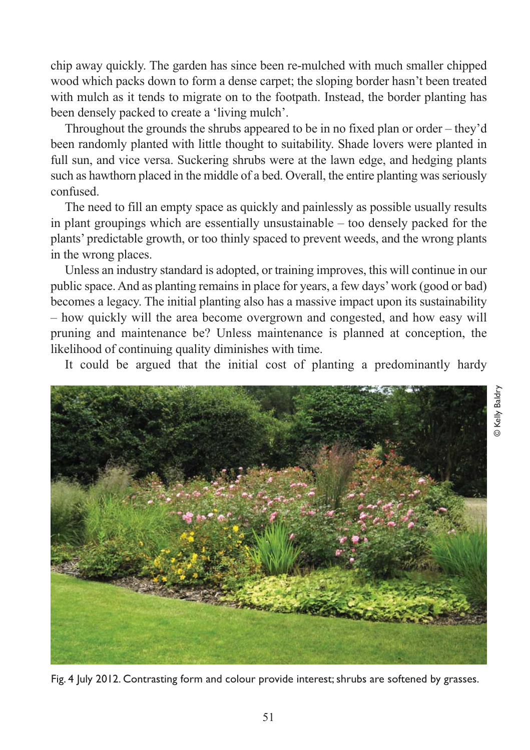chip away quickly. The garden has since been re-mulched with much smaller chipped wood which packs down to form a dense carpet; the sloping border hasn't been treated with mulch as it tends to migrate on to the footpath. Instead, the border planting has been densely packed to create a 'living mulch'.

Throughout the grounds the shrubs appeared to be in no fixed plan or order – they'd been randomly planted with little thought to suitability. Shade lovers were planted in full sun, and vice versa. Suckering shrubs were at the lawn edge, and hedging plants such as hawthorn placed in the middle of a bed. Overall, the entire planting was seriously confused.

The need to fill an empty space as quickly and painlessly as possible usually results in plant groupings which are essentially unsustainable – too densely packed for the plants' predictable growth, or too thinly spaced to prevent weeds, and the wrong plants in the wrong places.

Unless an industry standard is adopted, or training improves, this will continue in our public space. And as planting remains in place for years, a few days' work (good or bad) becomes a legacy. The initial planting also has a massive impact upon its sustainability – how quickly will the area become overgrown and congested, and how easy will pruning and maintenance be? Unless maintenance is planned at conception, the likelihood of continuing quality diminishes with time.

It could be argued that the initial cost of planting a predominantly hardy

© Kelly Baldry

Fig. 4 July 2012. Contrasting form and colour provide interest; shrubs are softened by grasses.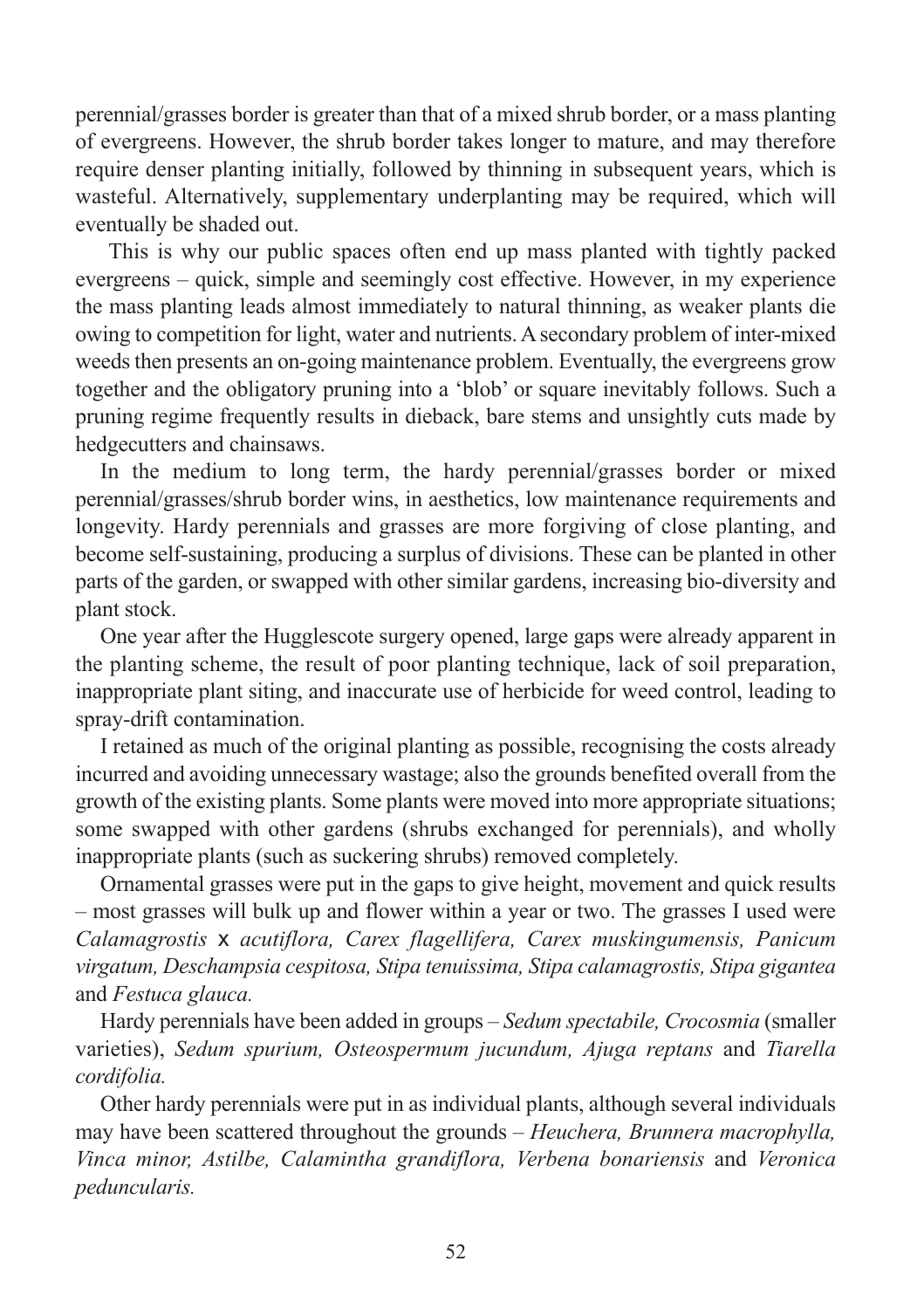perennial/grasses border is greater than that of a mixed shrub border, or a mass planting of evergreens. However, the shrub border takes longer to mature, and may therefore require denser planting initially, followed by thinning in subsequent years, which is wasteful. Alternatively, supplementary underplanting may be required, which will eventually be shaded out.

This is why our public spaces often end up mass planted with tightly packed evergreens – quick, simple and seemingly cost effective. However, in my experience the mass planting leads almost immediately to natural thinning, as weaker plants die owing to competition for light, water and nutrients. A secondary problem of inter-mixed weeds then presents an on-going maintenance problem. Eventually, the evergreens grow together and the obligatory pruning into a 'blob' or square inevitably follows. Such a pruning regime frequently results in dieback, bare stems and unsightly cuts made by hedgecutters and chainsaws.

In the medium to long term, the hardy perennial/grasses border or mixed perennial/grasses/shrub border wins, in aesthetics, low maintenance requirements and longevity. Hardy perennials and grasses are more forgiving of close planting, and become self-sustaining, producing a surplus of divisions. These can be planted in other parts of the garden, or swapped with other similar gardens, increasing bio-diversity and plant stock.

One year after the Hugglescote surgery opened, large gaps were already apparent in the planting scheme, the result of poor planting technique, lack of soil preparation, inappropriate plant siting, and inaccurate use of herbicide for weed control, leading to spray-drift contamination.

I retained as much of the original planting as possible, recognising the costs already incurred and avoiding unnecessary wastage; also the grounds benefited overall from the growth of the existing plants. Some plants were moved into more appropriate situations; some swapped with other gardens (shrubs exchanged for perennials), and wholly inappropriate plants (such as suckering shrubs) removed completely.

Ornamental grasses were put in the gaps to give height, movement and quick results – most grasses will bulk up and flower within a year or two. The grasses I used were *Calamagrostis* x *acutiflora, Carex flagellifera, Carex muskingumensis, Panicum virgatum, Deschampsia cespitosa, Stipa tenuissima, Stipa calamagrostis, Stipa gigantea* and *Festuca glauca.*

Hardy perennials have been added in groups – *Sedum spectabile, Crocosmia* (smaller varieties), *Sedum spurium, Osteospermum jucundum, Ajuga reptans* and *Tiarella cordifolia.*

Other hardy perennials were put in as individual plants, although several individuals may have been scattered throughout the grounds – *Heuchera, Brunnera macrophylla, Vinca minor, Astilbe, Calamintha grandiflora, Verbena bonariensis* and *Veronica peduncularis.*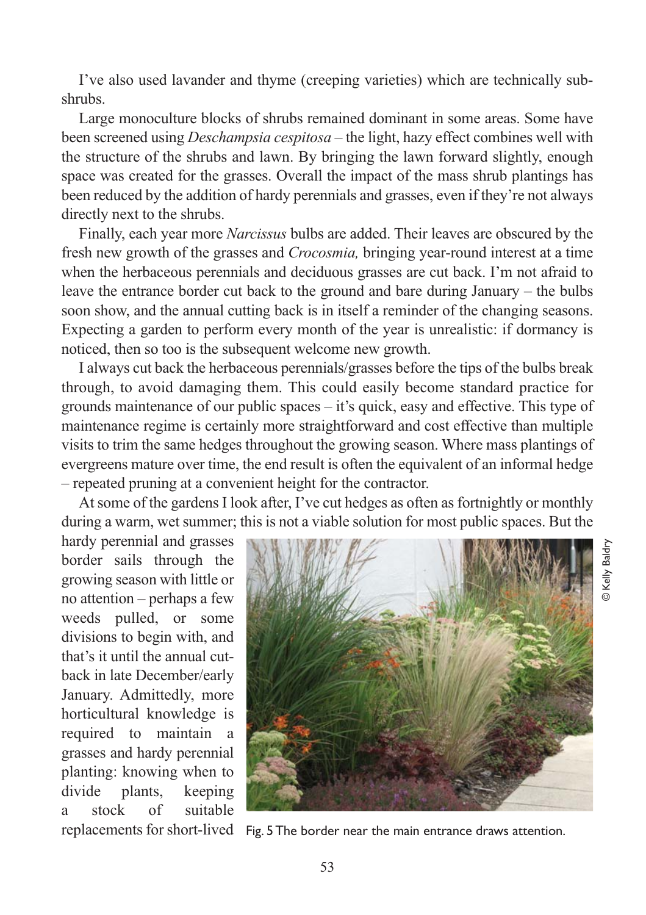I've also used lavander and thyme (creeping varieties) which are technically sub-shrubs.

Large monoculture blocks of shrubs remained dominant in some areas. Some have been screened using *Deschampsia cespitosa* – the light, hazy effect combines well with the structure of the shrubs and lawn. By bringing the lawn forward slightly, enough space was created for the grasses. Overall the impact of the mass shrub plantings has been reduced by the addition of hardy perennials and grasses, even if they're not always directly next to the shrubs.

Finally, each year more *Narcissus* bulbs are added. Their leaves are obscured by the fresh new growth of the grasses and *Crocosmia,* bringing year-round interest at a time when the herbaceous perennials and deciduous grasses are cut back. I'm not afraid to leave the entrance border cut back to the ground and bare during January – the bulbs soon show, and the annual cutting back is in itself a reminder of the changing seasons. Expecting a garden to perform every month of the year is unrealistic: if dormancy is noticed, then so too is the subsequent welcome new growth.

I always cut back the herbaceous perennials/grasses before the tips of the bulbs break through, to avoid damaging them. This could easily become standard practice for grounds maintenance of our public spaces – it's quick, easy and effective. This type of maintenance regime is certainly more straightforward and cost effective than multiple visits to trim the same hedges throughout the growing season. Where mass plantings of evergreens mature over time, the end result is often the equivalent of an informal hedge – repeated pruning at a convenient height for the contractor.

At some of the gardens I look after, I've cut hedges as often as fortnightly or monthly during a warm, wet summer; this is not a viable solution for most public spaces. But the hardy perennial and grasses border sails through the growing season with little or no attention – perhaps a few weeds pulled, or some divisions to begin with, and that's it until the annual cut-back in late December/early January. Admittedly, more horticultural knowledge is required to maintain a grasses and hardy perennial planting: knowing when to divide plants, keeping a stock of suitable replacements for short-lived

Fig. 5 The border near the main entrance draws attention.

© Kelly Baldry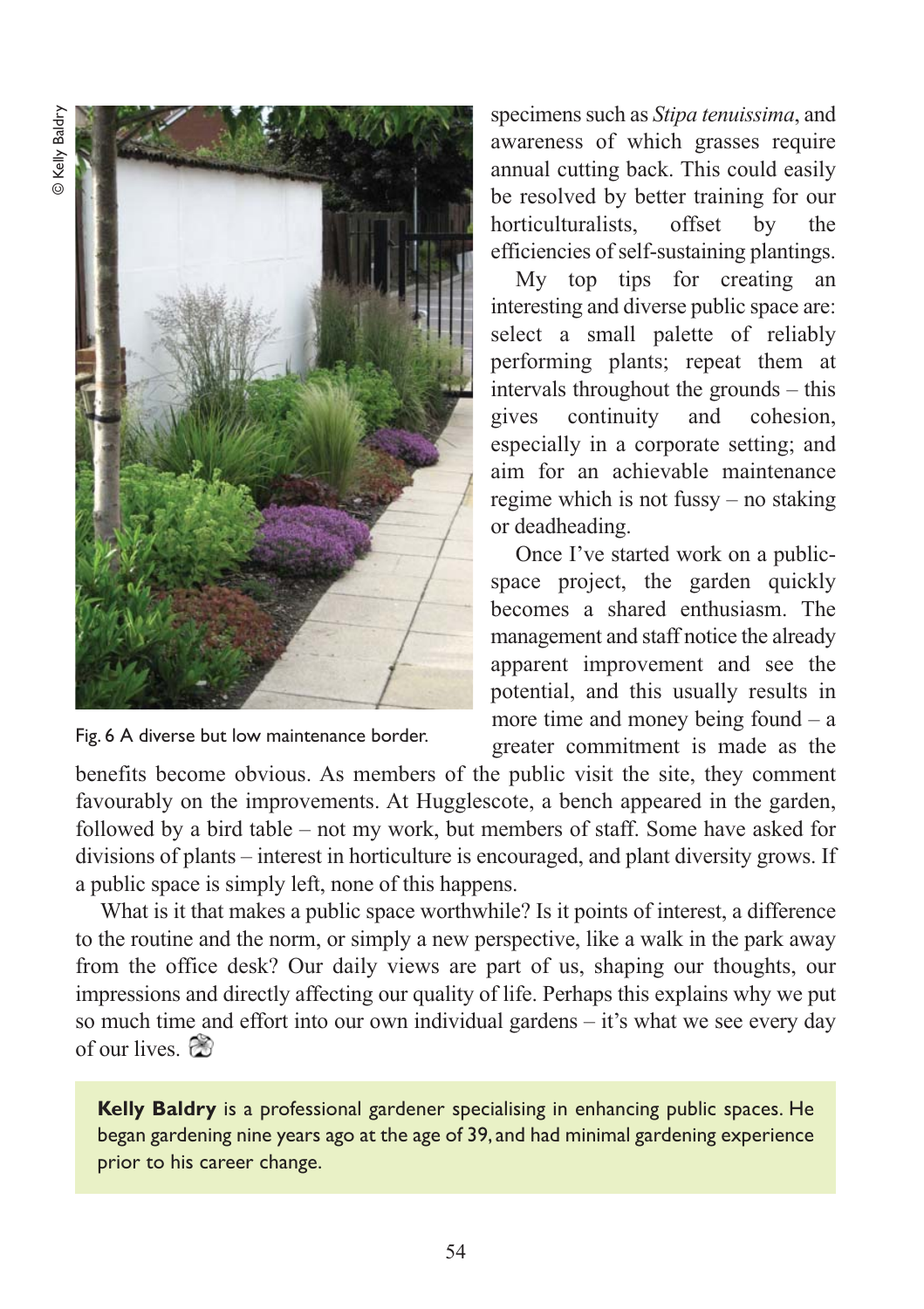© Kelly Baldry

Fig. 6 A diverse but low maintenance border.

specimens such as *Stipa tenuissima*, and awareness of which grasses require annual cutting back. This could easily be resolved by better training for our horticulturalists, offset by the efficiencies of self-sustaining plantings.

My top tips for creating an interesting and diverse public space are: select a small palette of reliably performing plants; repeat them at intervals throughout the grounds – this gives continuity and cohesion, especially in a corporate setting; and aim for an achievable maintenance regime which is not fussy – no staking or deadheading.

Once I've started work on a public-space project, the garden quickly becomes a shared enthusiasm. The management and staff notice the already apparent improvement and see the potential, and this usually results in more time and money being found – a greater commitment is made as the benefits become obvious. As members of the public visit the site, they comment favourably on the improvements. At Hugglescote, a bench appeared in the garden, followed by a bird table – not my work, but members of staff. Some have asked for divisions of plants – interest in horticulture is encouraged, and plant diversity grows. If a public space is simply left, none of this happens.

What is it that makes a public space worthwhile? Is it points of interest, a difference to the routine and the norm, or simply a new perspective, like a walk in the park away from the office desk? Our daily views are part of us, shaping our thoughts, our impressions and directly affecting our quality of life. Perhaps this explains why we put so much time and effort into our own individual gardens – it's what we see every day of our lives.

**Kelly Baldry** is a professional gardener specialising in enhancing public spaces. He began gardening nine years ago at the age of 39, and had minimal gardening experience prior to his career change.